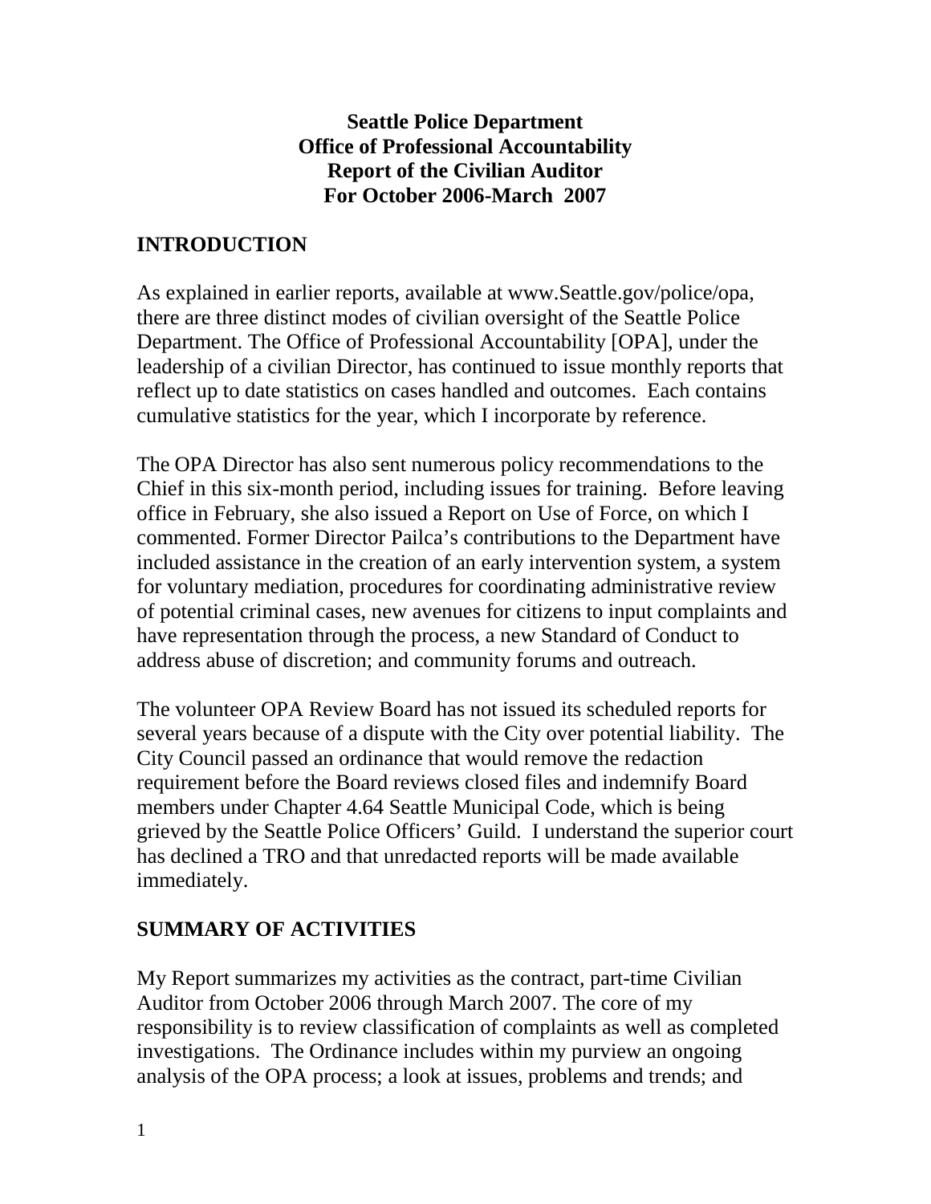**Seattle Police Department**
**Office of Professional Accountability**
**Report of the Civilian Auditor**
**For October 2006-March 2007**

## INTRODUCTION

As explained in earlier reports, available at www.Seattle.gov/police/opa, there are three distinct modes of civilian oversight of the Seattle Police Department. The Office of Professional Accountability [OPA], under the leadership of a civilian Director, has continued to issue monthly reports that reflect up to date statistics on cases handled and outcomes. Each contains cumulative statistics for the year, which I incorporate by reference.

The OPA Director has also sent numerous policy recommendations to the Chief in this six-month period, including issues for training. Before leaving office in February, she also issued a Report on Use of Force, on which I commented. Former Director Pailca's contributions to the Department have included assistance in the creation of an early intervention system, a system for voluntary mediation, procedures for coordinating administrative review of potential criminal cases, new avenues for citizens to input complaints and have representation through the process, a new Standard of Conduct to address abuse of discretion; and community forums and outreach.

The volunteer OPA Review Board has not issued its scheduled reports for several years because of a dispute with the City over potential liability. The City Council passed an ordinance that would remove the redaction requirement before the Board reviews closed files and indemnify Board members under Chapter 4.64 Seattle Municipal Code, which is being grieved by the Seattle Police Officers' Guild. I understand the superior court has declined a TRO and that unredacted reports will be made available immediately.

## SUMMARY OF ACTIVITIES

My Report summarizes my activities as the contract, part-time Civilian Auditor from October 2006 through March 2007. The core of my responsibility is to review classification of complaints as well as completed investigations. The Ordinance includes within my purview an ongoing analysis of the OPA process; a look at issues, problems and trends; and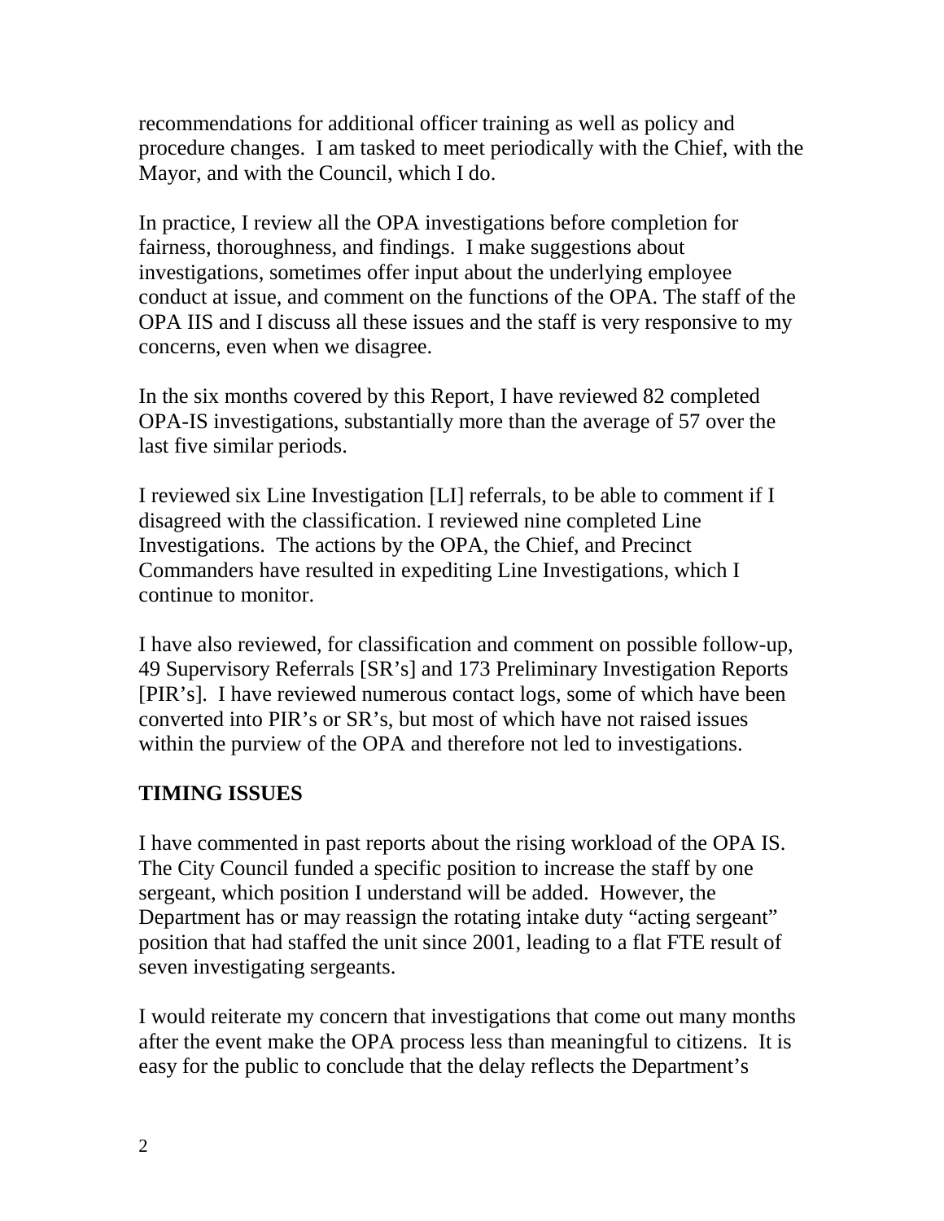recommendations for additional officer training as well as policy and procedure changes. I am tasked to meet periodically with the Chief, with the Mayor, and with the Council, which I do.

In practice, I review all the OPA investigations before completion for fairness, thoroughness, and findings. I make suggestions about investigations, sometimes offer input about the underlying employee conduct at issue, and comment on the functions of the OPA. The staff of the OPA IIS and I discuss all these issues and the staff is very responsive to my concerns, even when we disagree.

In the six months covered by this Report, I have reviewed 82 completed OPA-IS investigations, substantially more than the average of 57 over the last five similar periods.

I reviewed six Line Investigation [LI] referrals, to be able to comment if I disagreed with the classification. I reviewed nine completed Line Investigations. The actions by the OPA, the Chief, and Precinct Commanders have resulted in expediting Line Investigations, which I continue to monitor.

I have also reviewed, for classification and comment on possible follow-up, 49 Supervisory Referrals [SR's] and 173 Preliminary Investigation Reports [PIR's]. I have reviewed numerous contact logs, some of which have been converted into PIR's or SR's, but most of which have not raised issues within the purview of the OPA and therefore not led to investigations.

## TIMING ISSUES

I have commented in past reports about the rising workload of the OPA IS. The City Council funded a specific position to increase the staff by one sergeant, which position I understand will be added. However, the Department has or may reassign the rotating intake duty "acting sergeant" position that had staffed the unit since 2001, leading to a flat FTE result of seven investigating sergeants.

I would reiterate my concern that investigations that come out many months after the event make the OPA process less than meaningful to citizens. It is easy for the public to conclude that the delay reflects the Department's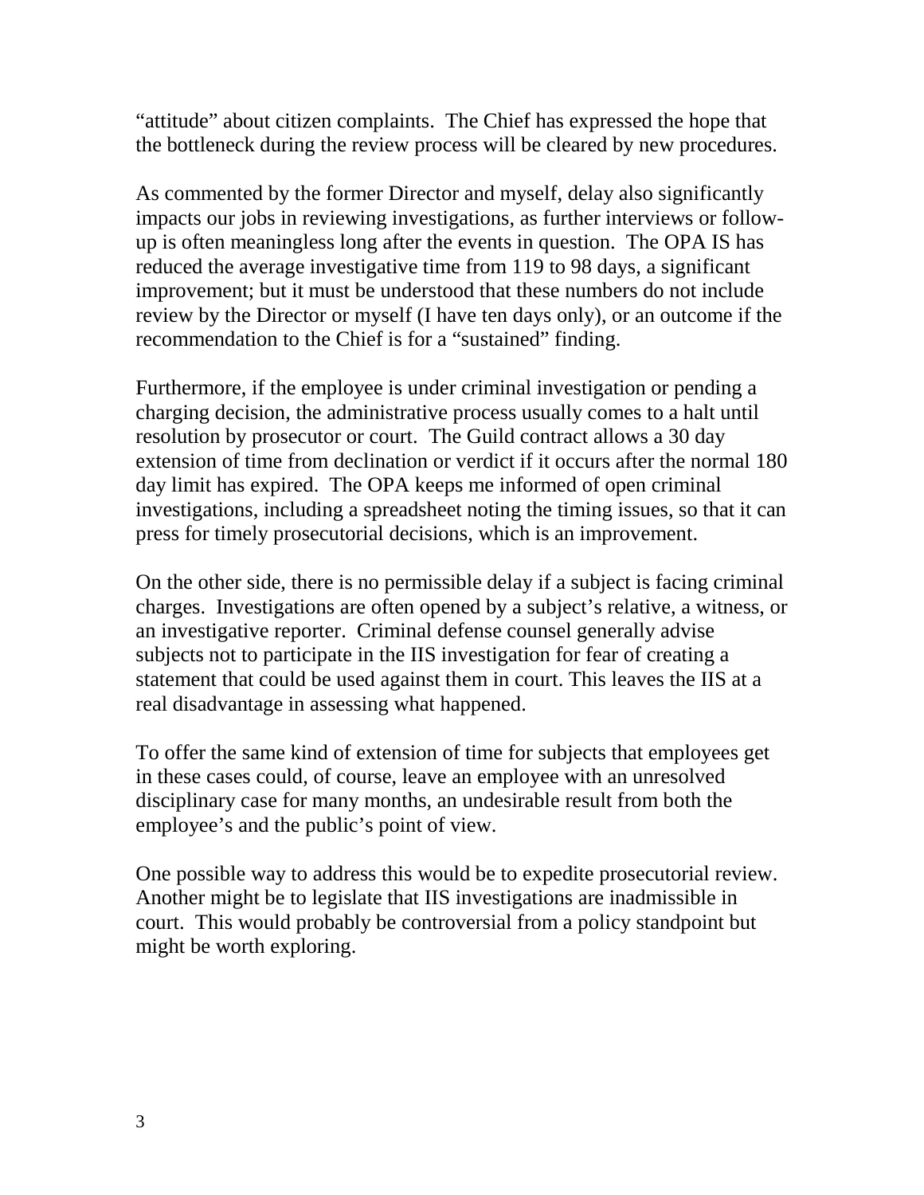"attitude" about citizen complaints. The Chief has expressed the hope that the bottleneck during the review process will be cleared by new procedures.

As commented by the former Director and myself, delay also significantly impacts our jobs in reviewing investigations, as further interviews or follow-up is often meaningless long after the events in question. The OPA IS has reduced the average investigative time from 119 to 98 days, a significant improvement; but it must be understood that these numbers do not include review by the Director or myself (I have ten days only), or an outcome if the recommendation to the Chief is for a "sustained" finding.

Furthermore, if the employee is under criminal investigation or pending a charging decision, the administrative process usually comes to a halt until resolution by prosecutor or court. The Guild contract allows a 30 day extension of time from declination or verdict if it occurs after the normal 180 day limit has expired. The OPA keeps me informed of open criminal investigations, including a spreadsheet noting the timing issues, so that it can press for timely prosecutorial decisions, which is an improvement.

On the other side, there is no permissible delay if a subject is facing criminal charges. Investigations are often opened by a subject's relative, a witness, or an investigative reporter. Criminal defense counsel generally advise subjects not to participate in the IIS investigation for fear of creating a statement that could be used against them in court. This leaves the IIS at a real disadvantage in assessing what happened.

To offer the same kind of extension of time for subjects that employees get in these cases could, of course, leave an employee with an unresolved disciplinary case for many months, an undesirable result from both the employee's and the public's point of view.

One possible way to address this would be to expedite prosecutorial review. Another might be to legislate that IIS investigations are inadmissible in court. This would probably be controversial from a policy standpoint but might be worth exploring.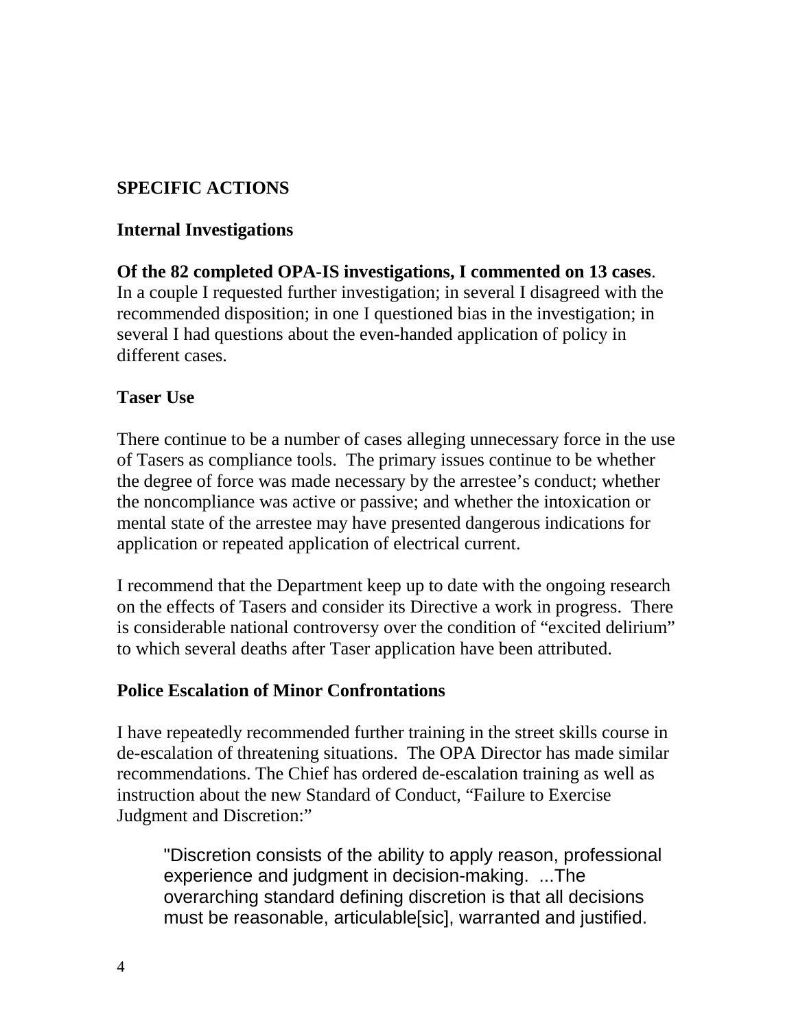## SPECIFIC ACTIONS

### Internal Investigations

**Of the 82 completed OPA-IS investigations, I commented on 13 cases**. In a couple I requested further investigation; in several I disagreed with the recommended disposition; in one I questioned bias in the investigation; in several I had questions about the even-handed application of policy in different cases.

### Taser Use

There continue to be a number of cases alleging unnecessary force in the use of Tasers as compliance tools. The primary issues continue to be whether the degree of force was made necessary by the arrestee's conduct; whether the noncompliance was active or passive; and whether the intoxication or mental state of the arrestee may have presented dangerous indications for application or repeated application of electrical current.

I recommend that the Department keep up to date with the ongoing research on the effects of Tasers and consider its Directive a work in progress. There is considerable national controversy over the condition of "excited delirium" to which several deaths after Taser application have been attributed.

### Police Escalation of Minor Confrontations

I have repeatedly recommended further training in the street skills course in de-escalation of threatening situations. The OPA Director has made similar recommendations. The Chief has ordered de-escalation training as well as instruction about the new Standard of Conduct, "Failure to Exercise Judgment and Discretion:"

> "Discretion consists of the ability to apply reason, professional experience and judgment in decision-making. ...The overarching standard defining discretion is that all decisions must be reasonable, articulable[sic], warranted and justified.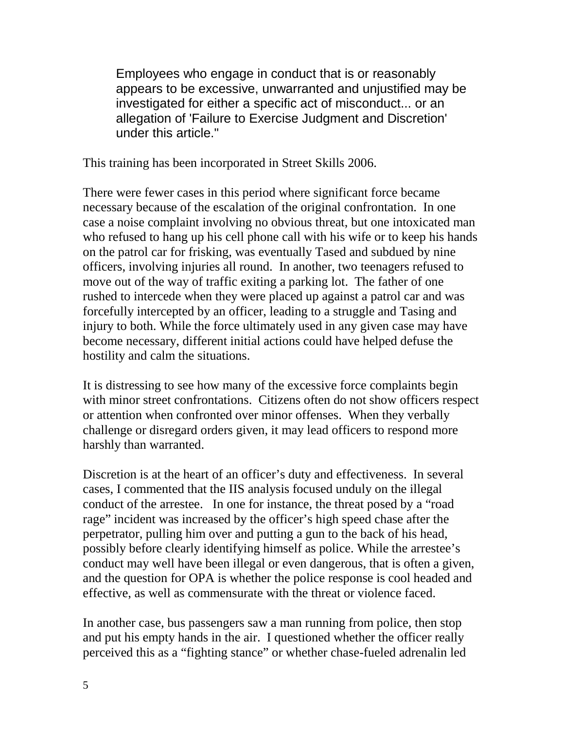> Employees who engage in conduct that is or reasonably appears to be excessive, unwarranted and unjustified may be investigated for either a specific act of misconduct... or an allegation of 'Failure to Exercise Judgment and Discretion' under this article."

This training has been incorporated in Street Skills 2006.

There were fewer cases in this period where significant force became necessary because of the escalation of the original confrontation. In one case a noise complaint involving no obvious threat, but one intoxicated man who refused to hang up his cell phone call with his wife or to keep his hands on the patrol car for frisking, was eventually Tased and subdued by nine officers, involving injuries all round. In another, two teenagers refused to move out of the way of traffic exiting a parking lot. The father of one rushed to intercede when they were placed up against a patrol car and was forcefully intercepted by an officer, leading to a struggle and Tasing and injury to both. While the force ultimately used in any given case may have become necessary, different initial actions could have helped defuse the hostility and calm the situations.

It is distressing to see how many of the excessive force complaints begin with minor street confrontations. Citizens often do not show officers respect or attention when confronted over minor offenses. When they verbally challenge or disregard orders given, it may lead officers to respond more harshly than warranted.

Discretion is at the heart of an officer's duty and effectiveness. In several cases, I commented that the IIS analysis focused unduly on the illegal conduct of the arrestee. In one for instance, the threat posed by a "road rage" incident was increased by the officer's high speed chase after the perpetrator, pulling him over and putting a gun to the back of his head, possibly before clearly identifying himself as police. While the arrestee's conduct may well have been illegal or even dangerous, that is often a given, and the question for OPA is whether the police response is cool headed and effective, as well as commensurate with the threat or violence faced.

In another case, bus passengers saw a man running from police, then stop and put his empty hands in the air. I questioned whether the officer really perceived this as a "fighting stance" or whether chase-fueled adrenalin led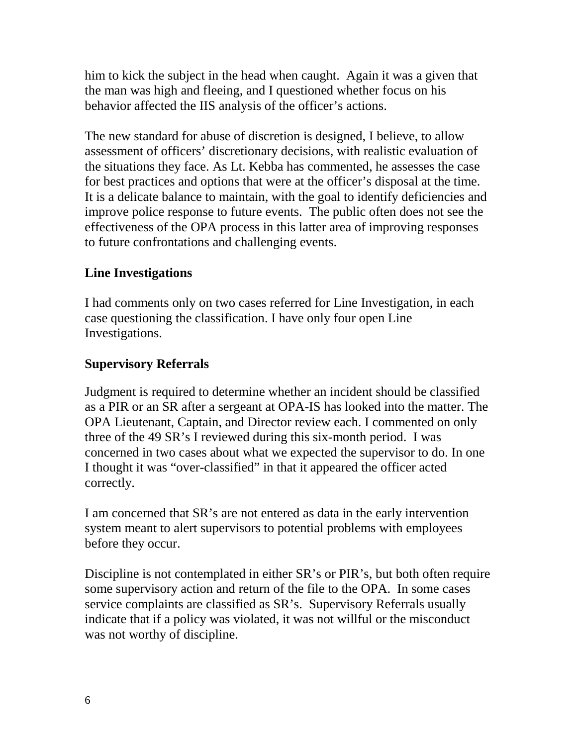him to kick the subject in the head when caught. Again it was a given that the man was high and fleeing, and I questioned whether focus on his behavior affected the IIS analysis of the officer's actions.

The new standard for abuse of discretion is designed, I believe, to allow assessment of officers' discretionary decisions, with realistic evaluation of the situations they face. As Lt. Kebba has commented, he assesses the case for best practices and options that were at the officer's disposal at the time. It is a delicate balance to maintain, with the goal to identify deficiencies and improve police response to future events. The public often does not see the effectiveness of the OPA process in this latter area of improving responses to future confrontations and challenging events.

**Line Investigations**

I had comments only on two cases referred for Line Investigation, in each case questioning the classification. I have only four open Line Investigations.

**Supervisory Referrals**

Judgment is required to determine whether an incident should be classified as a PIR or an SR after a sergeant at OPA-IS has looked into the matter. The OPA Lieutenant, Captain, and Director review each. I commented on only three of the 49 SR's I reviewed during this six-month period. I was concerned in two cases about what we expected the supervisor to do. In one I thought it was "over-classified" in that it appeared the officer acted correctly.

I am concerned that SR's are not entered as data in the early intervention system meant to alert supervisors to potential problems with employees before they occur.

Discipline is not contemplated in either SR's or PIR's, but both often require some supervisory action and return of the file to the OPA. In some cases service complaints are classified as SR's. Supervisory Referrals usually indicate that if a policy was violated, it was not willful or the misconduct was not worthy of discipline.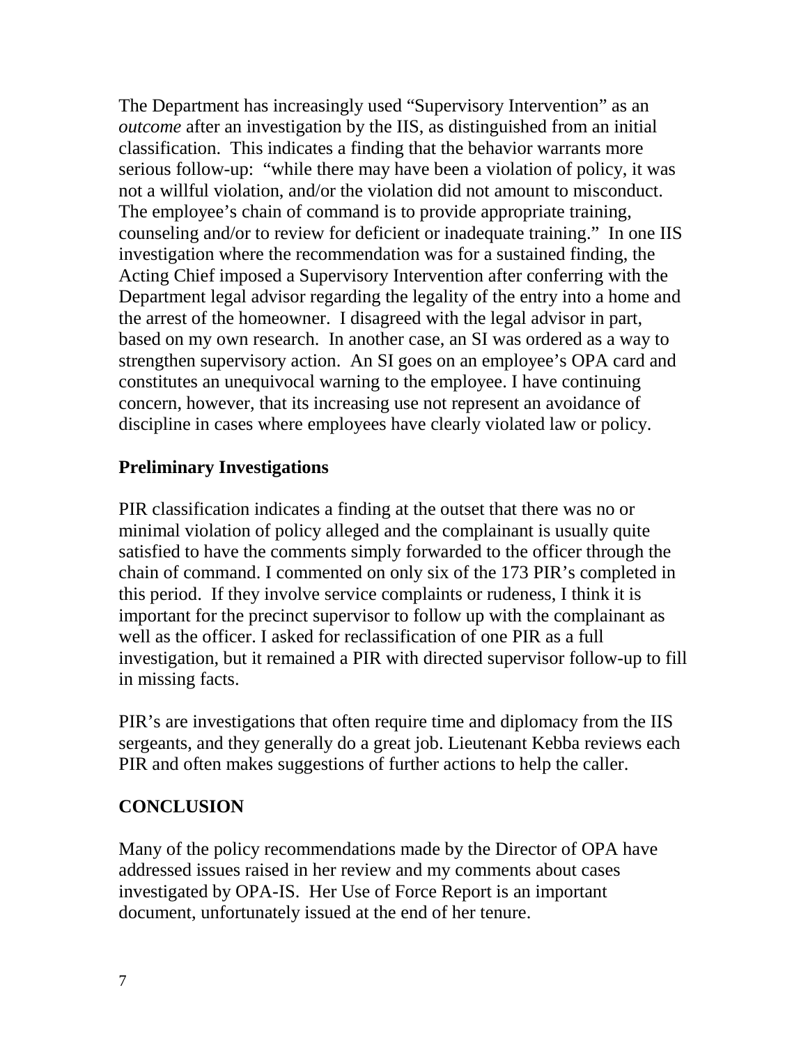The Department has increasingly used “Supervisory Intervention” as an *outcome* after an investigation by the IIS, as distinguished from an initial classification. This indicates a finding that the behavior warrants more serious follow-up: “while there may have been a violation of policy, it was not a willful violation, and/or the violation did not amount to misconduct. The employee’s chain of command is to provide appropriate training, counseling and/or to review for deficient or inadequate training.” In one IIS investigation where the recommendation was for a sustained finding, the Acting Chief imposed a Supervisory Intervention after conferring with the Department legal advisor regarding the legality of the entry into a home and the arrest of the homeowner. I disagreed with the legal advisor in part, based on my own research. In another case, an SI was ordered as a way to strengthen supervisory action. An SI goes on an employee’s OPA card and constitutes an unequivocal warning to the employee. I have continuing concern, however, that its increasing use not represent an avoidance of discipline in cases where employees have clearly violated law or policy.

## Preliminary Investigations

PIR classification indicates a finding at the outset that there was no or minimal violation of policy alleged and the complainant is usually quite satisfied to have the comments simply forwarded to the officer through the chain of command. I commented on only six of the 173 PIR’s completed in this period. If they involve service complaints or rudeness, I think it is important for the precinct supervisor to follow up with the complainant as well as the officer. I asked for reclassification of one PIR as a full investigation, but it remained a PIR with directed supervisor follow-up to fill in missing facts.

PIR’s are investigations that often require time and diplomacy from the IIS sergeants, and they generally do a great job. Lieutenant Kebba reviews each PIR and often makes suggestions of further actions to help the caller.

## CONCLUSION

Many of the policy recommendations made by the Director of OPA have addressed issues raised in her review and my comments about cases investigated by OPA-IS. Her Use of Force Report is an important document, unfortunately issued at the end of her tenure.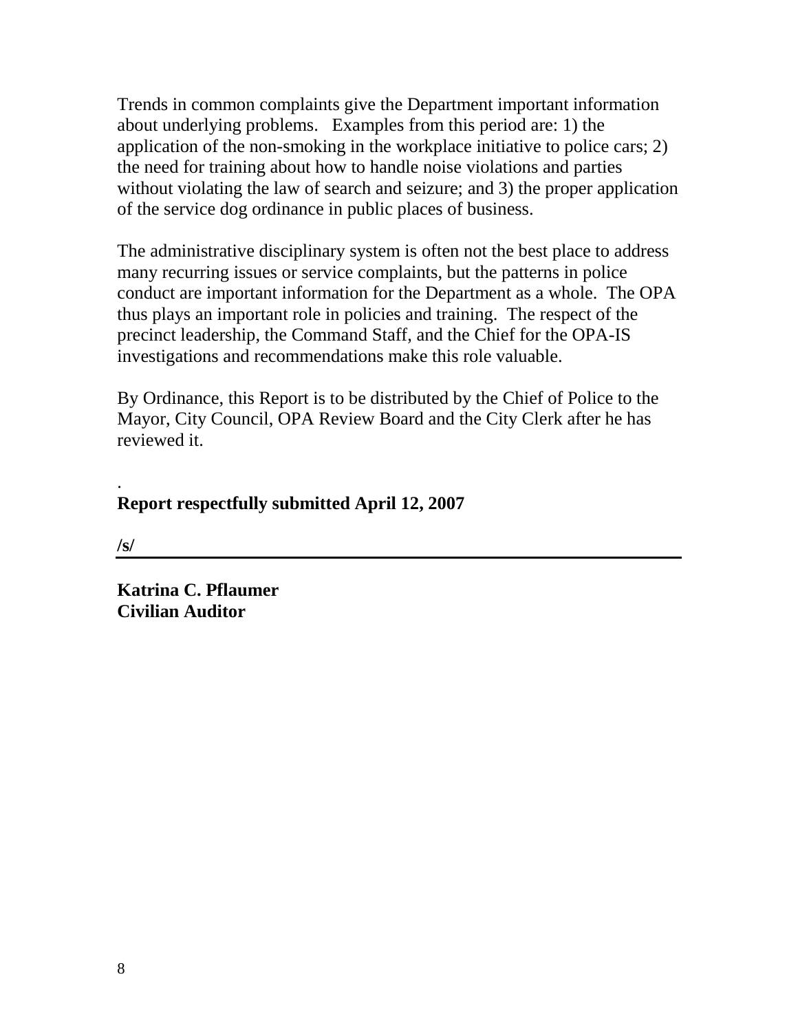Trends in common complaints give the Department important information about underlying problems. Examples from this period are: 1) the application of the non-smoking in the workplace initiative to police cars; 2) the need for training about how to handle noise violations and parties without violating the law of search and seizure; and 3) the proper application of the service dog ordinance in public places of business.

The administrative disciplinary system is often not the best place to address many recurring issues or service complaints, but the patterns in police conduct are important information for the Department as a whole. The OPA thus plays an important role in policies and training. The respect of the precinct leadership, the Command Staff, and the Chief for the OPA-IS investigations and recommendations make this role valuable.

By Ordinance, this Report is to be distributed by the Chief of Police to the Mayor, City Council, OPA Review Board and the City Clerk after he has reviewed it.

.

**Report respectfully submitted April 12, 2007**

**/s/**

---

**Katrina C. Pflaumer**
**Civilian Auditor**